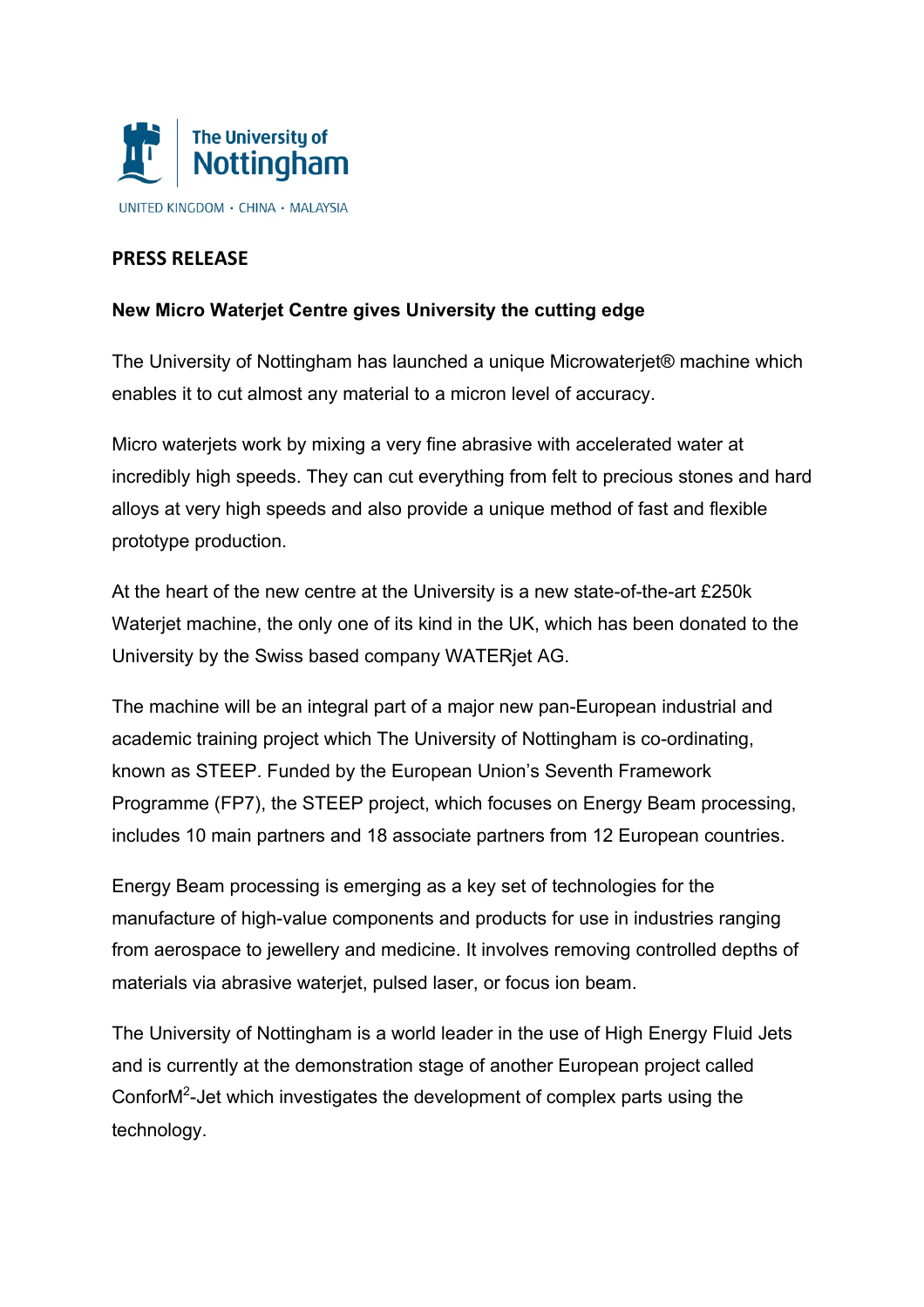The University of Nottingham

UNITED KINGDOM · CHINA · MALAYSIA

## PRESS RELEASE

### New Micro Waterjet Centre gives University the cutting edge

The University of Nottingham has launched a unique Microwaterjet® machine which enables it to cut almost any material to a micron level of accuracy.

Micro waterjets work by mixing a very fine abrasive with accelerated water at incredibly high speeds. They can cut everything from felt to precious stones and hard alloys at very high speeds and also provide a unique method of fast and flexible prototype production.

At the heart of the new centre at the University is a new state-of-the-art £250k Waterjet machine, the only one of its kind in the UK, which has been donated to the University by the Swiss based company WATERjet AG.

The machine will be an integral part of a major new pan-European industrial and academic training project which The University of Nottingham is co-ordinating, known as STEEP. Funded by the European Union's Seventh Framework Programme (FP7), the STEEP project, which focuses on Energy Beam processing, includes 10 main partners and 18 associate partners from 12 European countries.

Energy Beam processing is emerging as a key set of technologies for the manufacture of high-value components and products for use in industries ranging from aerospace to jewellery and medicine. It involves removing controlled depths of materials via abrasive waterjet, pulsed laser, or focus ion beam.

The University of Nottingham is a world leader in the use of High Energy Fluid Jets and is currently at the demonstration stage of another European project called ConforM$^2$-Jet which investigates the development of complex parts using the technology.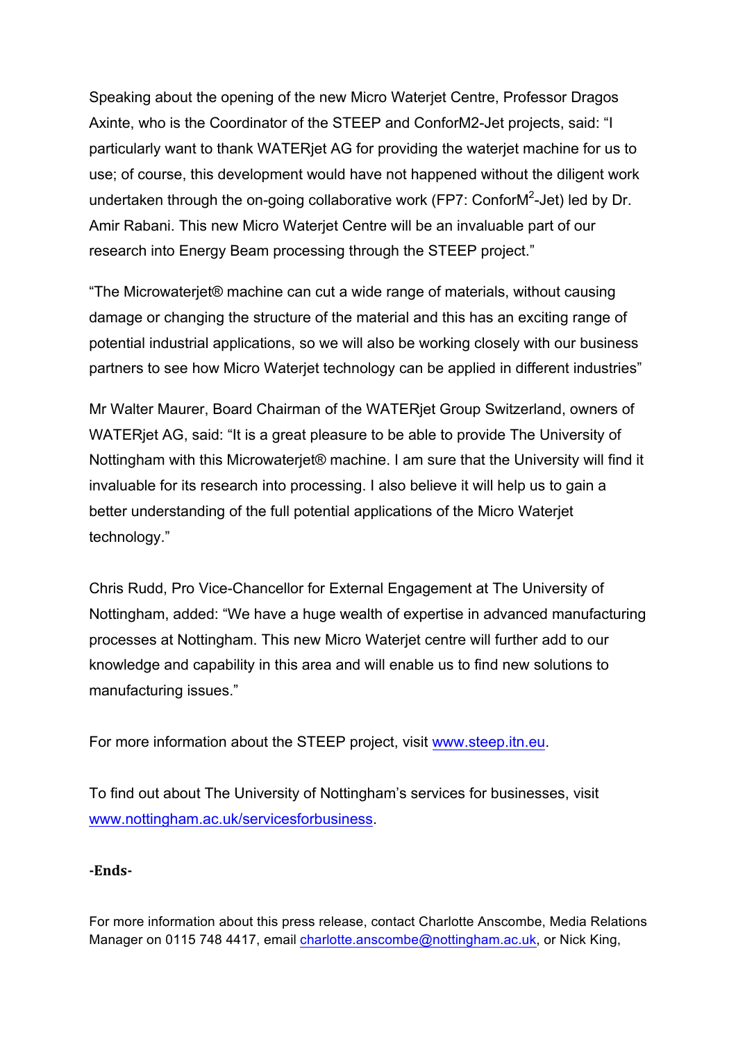Speaking about the opening of the new Micro Waterjet Centre, Professor Dragos Axinte, who is the Coordinator of the STEEP and ConforM2-Jet projects, said: "I particularly want to thank WATERjet AG for providing the waterjet machine for us to use; of course, this development would have not happened without the diligent work undertaken through the on-going collaborative work (FP7: ConforM$^2$-Jet) led by Dr. Amir Rabani. This new Micro Waterjet Centre will be an invaluable part of our research into Energy Beam processing through the STEEP project."

"The Microwaterjet® machine can cut a wide range of materials, without causing damage or changing the structure of the material and this has an exciting range of potential industrial applications, so we will also be working closely with our business partners to see how Micro Waterjet technology can be applied in different industries"

Mr Walter Maurer, Board Chairman of the WATERjet Group Switzerland, owners of WATERjet AG, said: "It is a great pleasure to be able to provide The University of Nottingham with this Microwaterjet® machine. I am sure that the University will find it invaluable for its research into processing. I also believe it will help us to gain a better understanding of the full potential applications of the Micro Waterjet technology."

Chris Rudd, Pro Vice-Chancellor for External Engagement at The University of Nottingham, added: "We have a huge wealth of expertise in advanced manufacturing processes at Nottingham. This new Micro Waterjet centre will further add to our knowledge and capability in this area and will enable us to find new solutions to manufacturing issues."

For more information about the STEEP project, visit www.steep.itn.eu.

To find out about The University of Nottingham's services for businesses, visit www.nottingham.ac.uk/servicesforbusiness.

**-Ends-**

For more information about this press release, contact Charlotte Anscombe, Media Relations Manager on 0115 748 4417, email charlotte.anscombe@nottingham.ac.uk, or Nick King,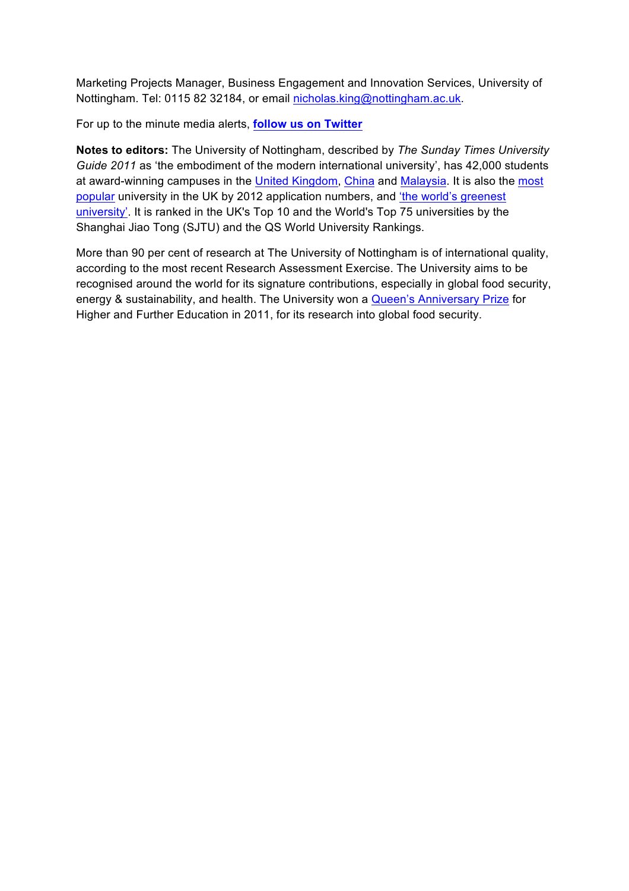Marketing Projects Manager, Business Engagement and Innovation Services, University of Nottingham. Tel: 0115 82 32184, or email nicholas.king@nottingham.ac.uk.

For up to the minute media alerts, **follow us on Twitter**

**Notes to editors:** The University of Nottingham, described by *The Sunday Times University Guide 2011* as 'the embodiment of the modern international university', has 42,000 students at award-winning campuses in the United Kingdom, China and Malaysia. It is also the most popular university in the UK by 2012 application numbers, and 'the world's greenest university'. It is ranked in the UK's Top 10 and the World's Top 75 universities by the Shanghai Jiao Tong (SJTU) and the QS World University Rankings.

More than 90 per cent of research at The University of Nottingham is of international quality, according to the most recent Research Assessment Exercise. The University aims to be recognised around the world for its signature contributions, especially in global food security, energy & sustainability, and health. The University won a Queen's Anniversary Prize for Higher and Further Education in 2011, for its research into global food security.